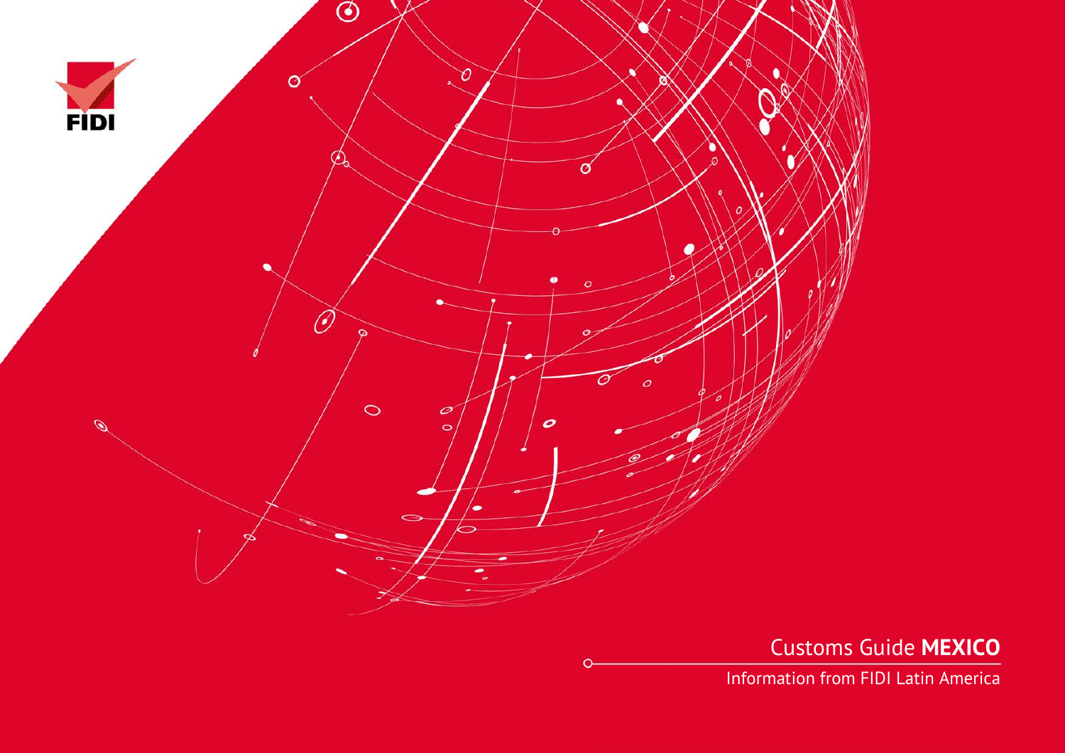FIDI

# Customs Guide **MEXICO**

Information from FIDI Latin America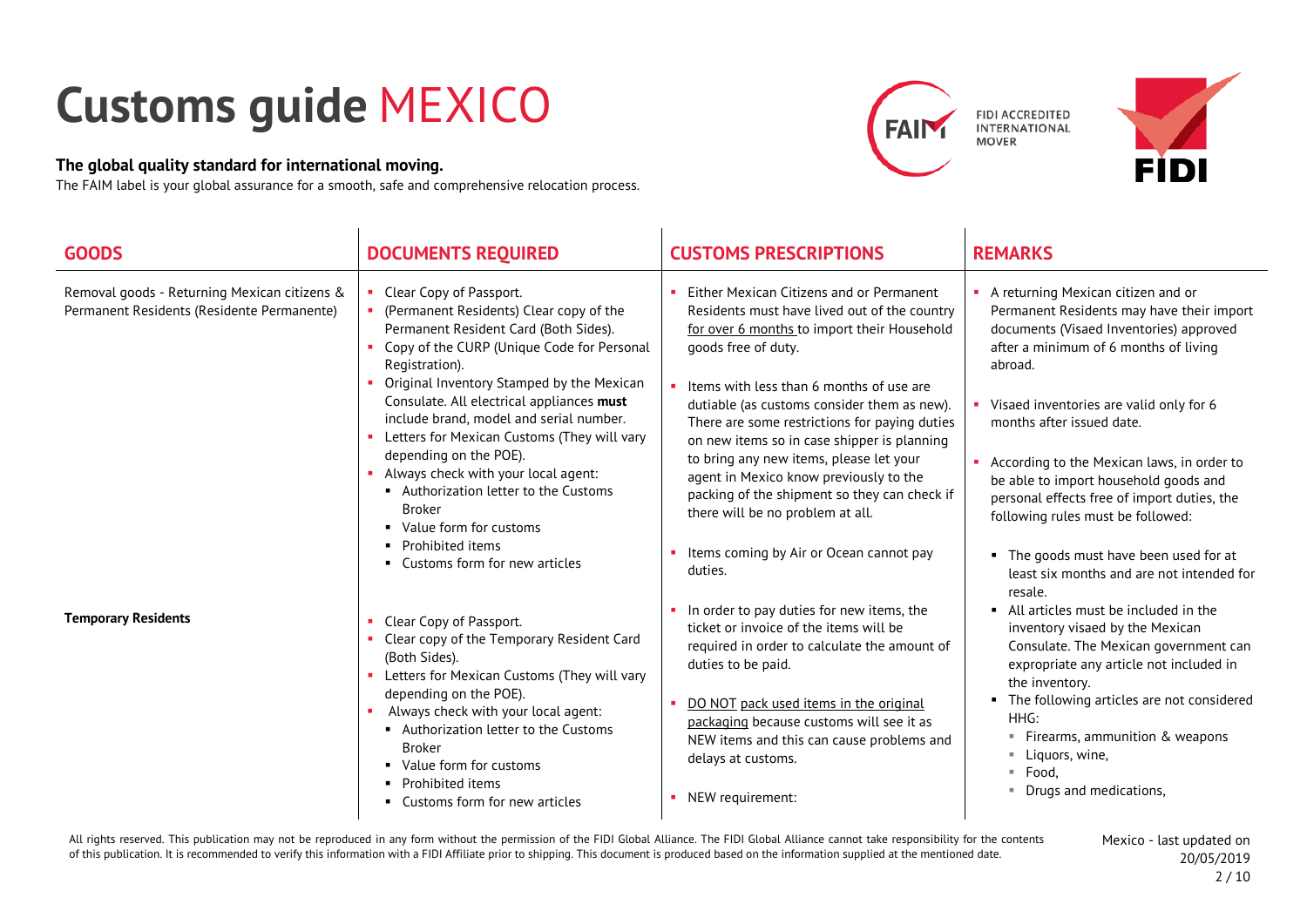# Customs guide MEXICO

**The global quality standard for international moving.**

The FAIM label is your global assurance for a smooth, safe and comprehensive relocation process.

| GOODS | DOCUMENTS REQUIRED | CUSTOMS PRESCRIPTIONS | REMARKS |
|---|---|---|---|
| Removal goods - Returning Mexican citizens & Permanent Residents (Residente Permanente) | • Clear Copy of Passport.<br>• (Permanent Residents) Clear copy of the Permanent Resident Card (Both Sides).<br>• Copy of the CURP (Unique Code for Personal Registration).<br>• Original Inventory Stamped by the Mexican Consulate. All electrical appliances **must** include brand, model and serial number.<br>• Letters for Mexican Customs (They will vary depending on the POE).<br>• Always check with your local agent:<br>  ▪ Authorization letter to the Customs Broker<br>  ▪ Value form for customs<br>  ▪ Prohibited items<br>  ▪ Customs form for new articles | • Either Mexican Citizens and or Permanent Residents must have lived out of the country <u>for over 6 months</u> to import their Household goods free of duty.<br><br>• Items with less than 6 months of use are dutiable (as customs consider them as new). There are some restrictions for paying duties on new items so in case shipper is planning to bring any new items, please let your agent in Mexico know previously to the packing of the shipment so they can check if there will be no problem at all.<br><br>• Items coming by Air or Ocean cannot pay duties.<br><br>• In order to pay duties for new items, the ticket or invoice of the items will be required in order to calculate the amount of duties to be paid.<br><br>• <u>DO NOT</u> <u>pack used items in the original packaging</u> because customs will see it as NEW items and this can cause problems and delays at customs.<br><br>• NEW requirement: | • A returning Mexican citizen and or Permanent Residents may have their import documents (Visaed Inventories) approved after a minimum of 6 months of living abroad.<br><br>• Visaed inventories are valid only for 6 months after issued date.<br><br>• According to the Mexican laws, in order to be able to import household goods and personal effects free of import duties, the following rules must be followed:<br><br>  ▪ The goods must have been used for at least six months and are not intended for resale.<br>  ▪ All articles must be included in the inventory visaed by the Mexican Consulate. The Mexican government can expropriate any article not included in the inventory.<br>  ▪ The following articles are not considered HHG:<br>    ▪ Firearms, ammunition & weapons<br>    ▪ Liquors, wine,<br>    ▪ Food,<br>    ▪ Drugs and medications, |
| **Temporary Residents** | • Clear Copy of Passport.<br>• Clear copy of the Temporary Resident Card (Both Sides).<br>• Letters for Mexican Customs (They will vary depending on the POE).<br>• Always check with your local agent:<br>  ▪ Authorization letter to the Customs Broker<br>  ▪ Value form for customs<br>  ▪ Prohibited items<br>  ▪ Customs form for new articles | | |

All rights reserved. This publication may not be reproduced in any form without the permission of the FIDI Global Alliance. The FIDI Global Alliance cannot take responsibility for the contents of this publication. It is recommended to verify this information with a FIDI Affiliate prior to shipping. This document is produced based on the information supplied at the mentioned date.

Mexico - last updated on 20/05/2019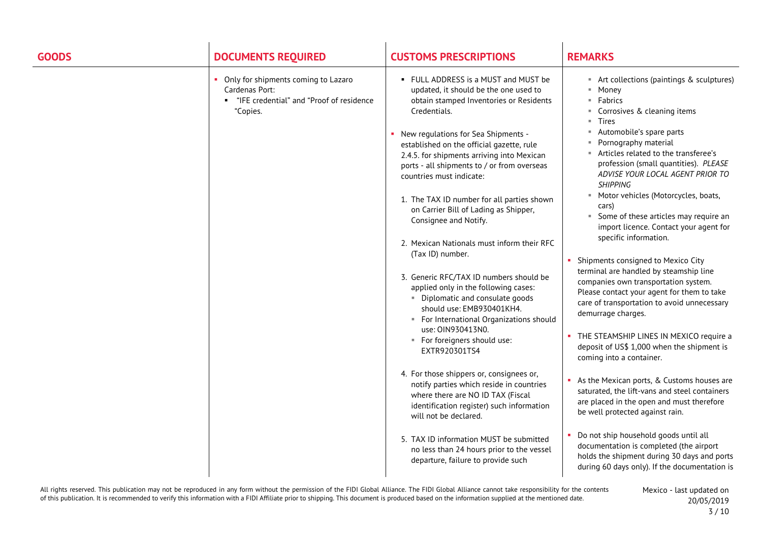| GOODS | DOCUMENTS REQUIRED | CUSTOMS PRESCRIPTIONS | REMARKS |
|---|---|---|---|
| | - Only for shipments coming to Lazaro Cardenas Port:<br>  - "IFE credential" and "Proof of residence "Copies. | - FULL ADDRESS is a MUST and MUST be updated, it should be the one used to obtain stamped Inventories or Residents Credentials.<br><br>- New regulations for Sea Shipments - established on the official gazette, rule 2.4.5. for shipments arriving into Mexican ports - all shipments to / or from overseas countries must indicate:<br><br>1. The TAX ID number for all parties shown on Carrier Bill of Lading as Shipper, Consignee and Notify.<br><br>2. Mexican Nationals must inform their RFC (Tax ID) number.<br><br>3. Generic RFC/TAX ID numbers should be applied only in the following cases:<br>  - Diplomatic and consulate goods should use: EMB930401KH4.<br>  - For International Organizations should use: OIN930413N0.<br>  - For foreigners should use: EXTR920301TS4<br><br>4. For those shippers or, consignees or, notify parties which reside in countries where there are NO ID TAX (Fiscal identification register) such information will not be declared.<br><br>5. TAX ID information MUST be submitted no less than 24 hours prior to the vessel departure, failure to provide such | - Art collections (paintings & sculptures)<br>- Money<br>- Fabrics<br>- Corrosives & cleaning items<br>- Tires<br>- Automobile's spare parts<br>- Pornography material<br>- Articles related to the transferee's profession (small quantities). *PLEASE ADVISE YOUR LOCAL AGENT PRIOR TO SHIPPING*<br>- Motor vehicles (Motorcycles, boats, cars)<br>- Some of these articles may require an import licence. Contact your agent for specific information.<br><br>- Shipments consigned to Mexico City terminal are handled by steamship line companies own transportation system. Please contact your agent for them to take care of transportation to avoid unnecessary demurrage charges.<br><br>- THE STEAMSHIP LINES IN MEXICO require a deposit of US$ 1,000 when the shipment is coming into a container.<br><br>- As the Mexican ports, & Customs houses are saturated, the lift-vans and steel containers are placed in the open and must therefore be well protected against rain.<br><br>- Do not ship household goods until all documentation is completed (the airport holds the shipment during 30 days and ports during 60 days only). If the documentation is |

All rights reserved. This publication may not be reproduced in any form without the permission of the FIDI Global Alliance. The FIDI Global Alliance cannot take responsibility for the contents of this publication. It is recommended to verify this information with a FIDI Affiliate prior to shipping. This document is produced based on the information supplied at the mentioned date.

Mexico - last updated on 20/05/2019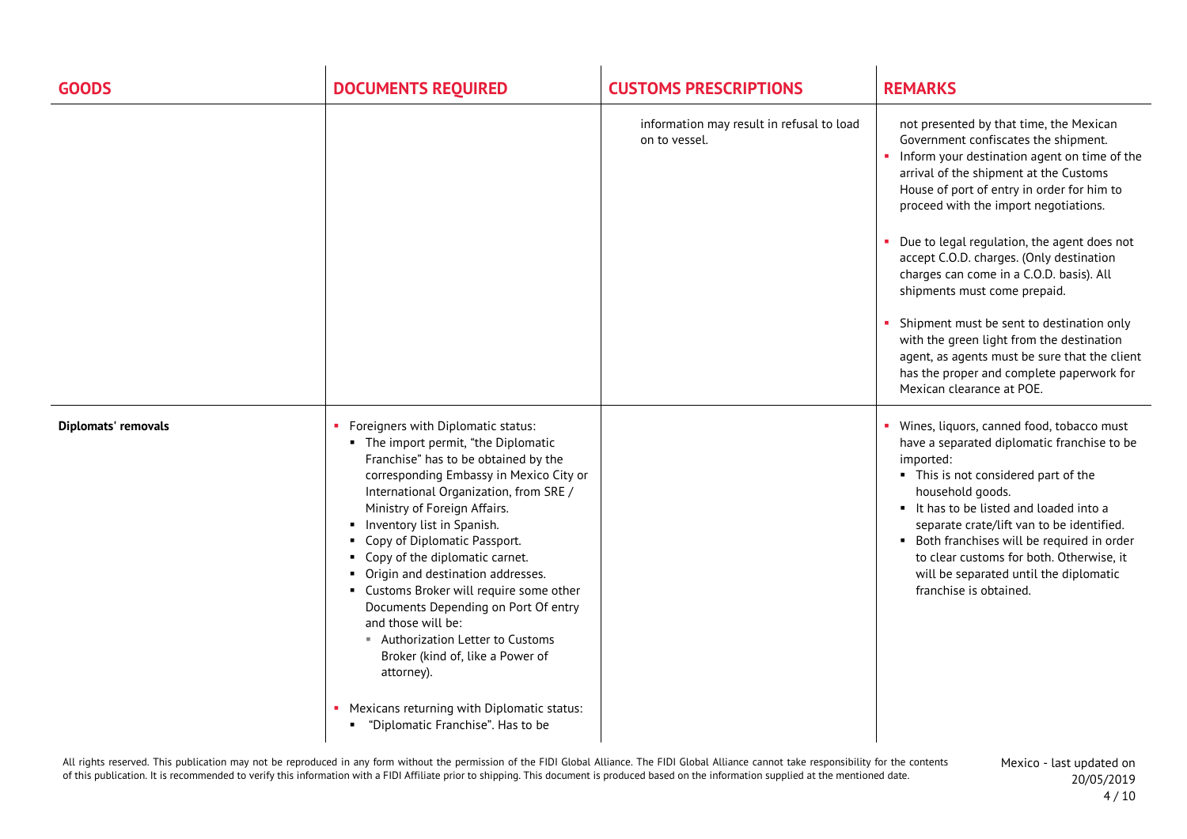| GOODS | DOCUMENTS REQUIRED | CUSTOMS PRESCRIPTIONS | REMARKS |
|---|---|---|---|
| | | information may result in refusal to load on to vessel. | not presented by that time, the Mexican Government confiscates the shipment.<br>- Inform your destination agent on time of the arrival of the shipment at the Customs House of port of entry in order for him to proceed with the import negotiations.<br>- Due to legal regulation, the agent does not accept C.O.D. charges. (Only destination charges can come in a C.O.D. basis). All shipments must come prepaid.<br>- Shipment must be sent to destination only with the green light from the destination agent, as agents must be sure that the client has the proper and complete paperwork for Mexican clearance at POE. |
| **Diplomats' removals** | - Foreigners with Diplomatic status:<br>  - The import permit, "the Diplomatic Franchise" has to be obtained by the corresponding Embassy in Mexico City or International Organization, from SRE / Ministry of Foreign Affairs.<br>  - Inventory list in Spanish.<br>  - Copy of Diplomatic Passport.<br>  - Copy of the diplomatic carnet.<br>  - Origin and destination addresses.<br>  - Customs Broker will require some other Documents Depending on Port Of entry and those will be:<br>    - Authorization Letter to Customs Broker (kind of, like a Power of attorney).<br>- Mexicans returning with Diplomatic status:<br>  - "Diplomatic Franchise". Has to be | | - Wines, liquors, canned food, tobacco must have a separated diplomatic franchise to be imported:<br>  - This is not considered part of the household goods.<br>  - It has to be listed and loaded into a separate crate/lift van to be identified.<br>  - Both franchises will be required in order to clear customs for both. Otherwise, it will be separated until the diplomatic franchise is obtained. |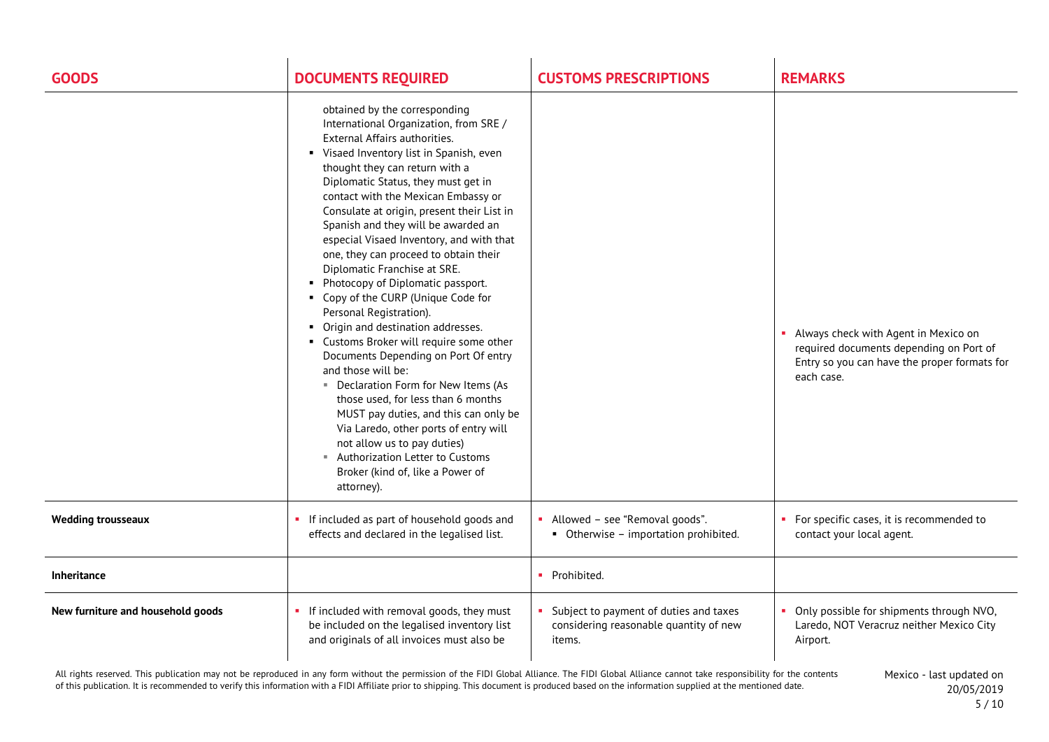| GOODS | DOCUMENTS REQUIRED | CUSTOMS PRESCRIPTIONS | REMARKS |
|---|---|---|---|
| | obtained by the corresponding International Organization, from SRE / External Affairs authorities. <br>▪ Visaed Inventory list in Spanish, even thought they can return with a Diplomatic Status, they must get in contact with the Mexican Embassy or Consulate at origin, present their List in Spanish and they will be awarded an especial Visaed Inventory, and with that one, they can proceed to obtain their Diplomatic Franchise at SRE. <br>▪ Photocopy of Diplomatic passport. <br>▪ Copy of the CURP (Unique Code for Personal Registration). <br>▪ Origin and destination addresses. <br>▪ Customs Broker will require some other Documents Depending on Port Of entry and those will be: <br>&nbsp;&nbsp;▪ Declaration Form for New Items (As those used, for less than 6 months MUST pay duties, and this can only be Via Laredo, other ports of entry will not allow us to pay duties) <br>&nbsp;&nbsp;▪ Authorization Letter to Customs Broker (kind of, like a Power of attorney). | | ▪ Always check with Agent in Mexico on required documents depending on Port of Entry so you can have the proper formats for each case. |
| **Wedding trousseaux** | ▪ If included as part of household goods and effects and declared in the legalised list. | ▪ Allowed – see "Removal goods". <br>&nbsp;&nbsp;▪ Otherwise – importation prohibited. | ▪ For specific cases, it is recommended to contact your local agent. |
| **Inheritance** | | ▪ Prohibited. | |
| **New furniture and household goods** | ▪ If included with removal goods, they must be included on the legalised inventory list and originals of all invoices must also be | ▪ Subject to payment of duties and taxes considering reasonable quantity of new items. | ▪ Only possible for shipments through NVO, Laredo, NOT Veracruz neither Mexico City Airport. |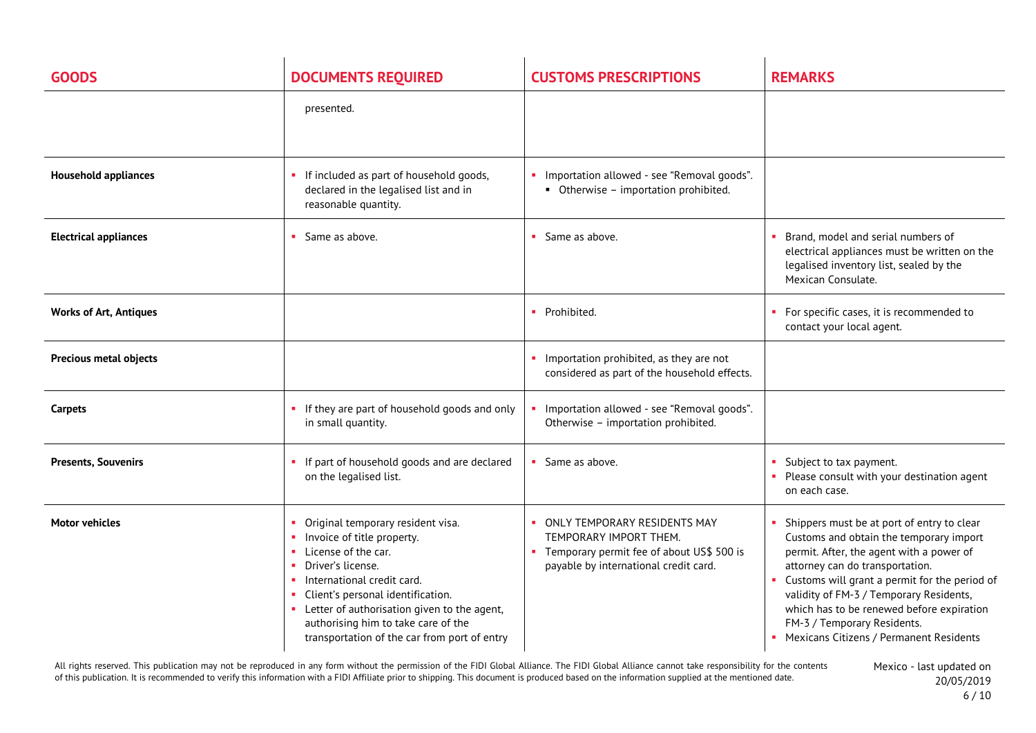| GOODS | DOCUMENTS REQUIRED | CUSTOMS PRESCRIPTIONS | REMARKS |
|---|---|---|---|
| | presented. | | |
| **Household appliances** | ▪ If included as part of household goods, declared in the legalised list and in reasonable quantity. | ▪ Importation allowed - see "Removal goods".<br>▪ Otherwise – importation prohibited. | |
| **Electrical appliances** | ▪ Same as above. | ▪ Same as above. | ▪ Brand, model and serial numbers of electrical appliances must be written on the legalised inventory list, sealed by the Mexican Consulate. |
| **Works of Art, Antiques** | | ▪ Prohibited. | ▪ For specific cases, it is recommended to contact your local agent. |
| **Precious metal objects** | | ▪ Importation prohibited, as they are not considered as part of the household effects. | |
| **Carpets** | ▪ If they are part of household goods and only in small quantity. | ▪ Importation allowed - see "Removal goods". Otherwise – importation prohibited. | |
| **Presents, Souvenirs** | ▪ If part of household goods and are declared on the legalised list. | ▪ Same as above. | ▪ Subject to tax payment.<br>▪ Please consult with your destination agent on each case. |
| **Motor vehicles** | ▪ Original temporary resident visa.<br>▪ Invoice of title property.<br>▪ License of the car.<br>▪ Driver's license.<br>▪ International credit card.<br>▪ Client's personal identification.<br>▪ Letter of authorisation given to the agent, authorising him to take care of the transportation of the car from port of entry | ▪ ONLY TEMPORARY RESIDENTS MAY TEMPORARY IMPORT THEM.<br>▪ Temporary permit fee of about US$ 500 is payable by international credit card. | ▪ Shippers must be at port of entry to clear Customs and obtain the temporary import permit. After, the agent with a power of attorney can do transportation.<br>▪ Customs will grant a permit for the period of validity of FM-3 / Temporary Residents, which has to be renewed before expiration FM-3 / Temporary Residents.<br>▪ Mexicans Citizens / Permanent Residents |

All rights reserved. This publication may not be reproduced in any form without the permission of the FIDI Global Alliance. The FIDI Global Alliance cannot take responsibility for the contents of this publication. It is recommended to verify this information with a FIDI Affiliate prior to shipping. This document is produced based on the information supplied at the mentioned date.

Mexico - last updated on 20/05/2019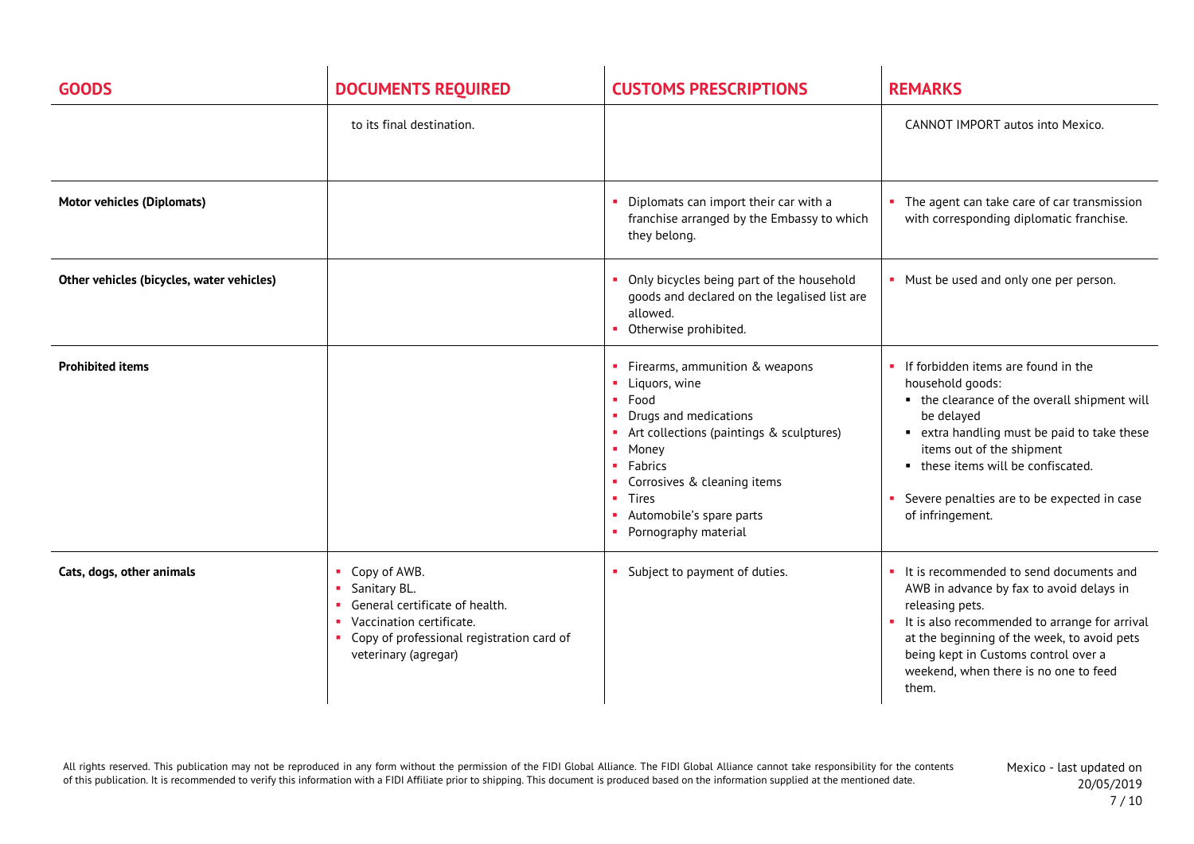| GOODS | DOCUMENTS REQUIRED | CUSTOMS PRESCRIPTIONS | REMARKS |
|---|---|---|---|
| | to its final destination. | | CANNOT IMPORT autos into Mexico. |
| **Motor vehicles (Diplomats)** | | ▪ Diplomats can import their car with a franchise arranged by the Embassy to which they belong. | ▪ The agent can take care of car transmission with corresponding diplomatic franchise. |
| **Other vehicles (bicycles, water vehicles)** | | ▪ Only bicycles being part of the household goods and declared on the legalised list are allowed.<br>▪ Otherwise prohibited. | ▪ Must be used and only one per person. |
| **Prohibited items** | | ▪ Firearms, ammunition & weapons<br>▪ Liquors, wine<br>▪ Food<br>▪ Drugs and medications<br>▪ Art collections (paintings & sculptures)<br>▪ Money<br>▪ Fabrics<br>▪ Corrosives & cleaning items<br>▪ Tires<br>▪ Automobile's spare parts<br>▪ Pornography material | ▪ If forbidden items are found in the household goods:<br>&nbsp;&nbsp;▪ the clearance of the overall shipment will be delayed<br>&nbsp;&nbsp;▪ extra handling must be paid to take these items out of the shipment<br>&nbsp;&nbsp;▪ these items will be confiscated.<br>▪ Severe penalties are to be expected in case of infringement. |
| **Cats, dogs, other animals** | ▪ Copy of AWB.<br>▪ Sanitary BL.<br>▪ General certificate of health.<br>▪ Vaccination certificate.<br>▪ Copy of professional registration card of veterinary (agregar) | ▪ Subject to payment of duties. | ▪ It is recommended to send documents and AWB in advance by fax to avoid delays in releasing pets.<br>▪ It is also recommended to arrange for arrival at the beginning of the week, to avoid pets being kept in Customs control over a weekend, when there is no one to feed them. |

All rights reserved. This publication may not be reproduced in any form without the permission of the FIDI Global Alliance. The FIDI Global Alliance cannot take responsibility for the contents of this publication. It is recommended to verify this information with a FIDI Affiliate prior to shipping. This document is produced based on the information supplied at the mentioned date.

Mexico - last updated on 20/05/2019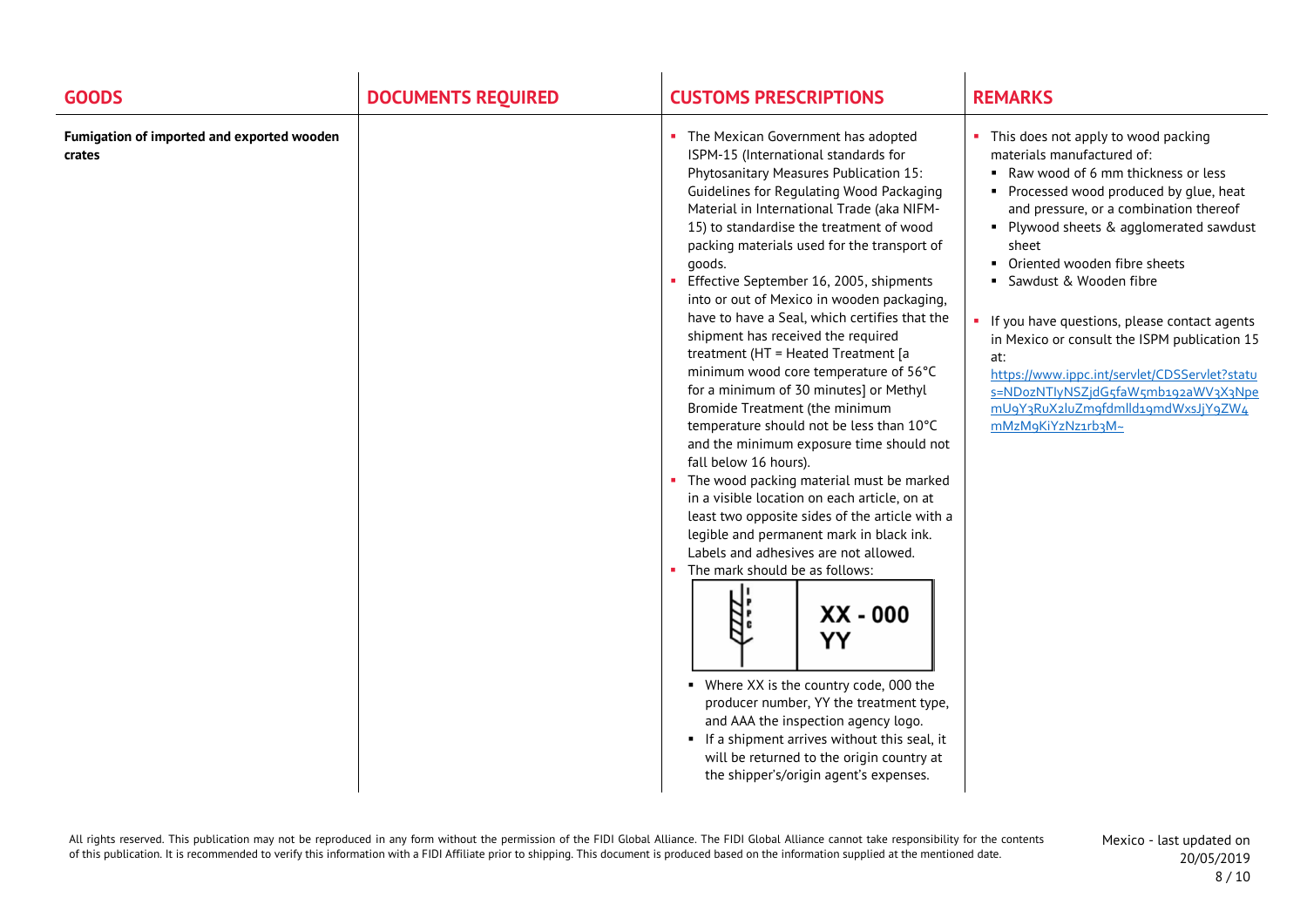| GOODS | DOCUMENTS REQUIRED | CUSTOMS PRESCRIPTIONS | REMARKS |
|---|---|---|---|
| **Fumigation of imported and exported wooden crates** | | ▪ The Mexican Government has adopted ISPM-15 (International standards for Phytosanitary Measures Publication 15: Guidelines for Regulating Wood Packaging Material in International Trade (aka NIFM-15) to standardise the treatment of wood packing materials used for the transport of goods.<br>▪ Effective September 16, 2005, shipments into or out of Mexico in wooden packaging, have to have a Seal, which certifies that the shipment has received the required treatment (HT = Heated Treatment [a minimum wood core temperature of 56°C for a minimum of 30 minutes] or Methyl Bromide Treatment (the minimum temperature should not be less than 10°C and the minimum exposure time should not fall below 16 hours).<br>▪ The wood packing material must be marked in a visible location on each article, on at least two opposite sides of the article with a legible and permanent mark in black ink. Labels and adhesives are not allowed.<br>▪ The mark should be as follows:<br>IPPC \| XX - 000 YY<br>▪ Where XX is the country code, 000 the producer number, YY the treatment type, and AAA the inspection agency logo.<br>▪ If a shipment arrives without this seal, it will be returned to the origin country at the shipper's/origin agent's expenses. | ▪ This does not apply to wood packing materials manufactured of:<br>▪ Raw wood of 6 mm thickness or less<br>▪ Processed wood produced by glue, heat and pressure, or a combination thereof<br>▪ Plywood sheets & agglomerated sawdust sheet<br>▪ Oriented wooden fibre sheets<br>▪ Sawdust & Wooden fibre<br><br>▪ If you have questions, please contact agents in Mexico or consult the ISPM publication 15 at:<br>https://www.ippc.int/servlet/CDSServlet?status=NDozNTIyNSZjdG5faW5mb192aWV3X3NpemU9Y3RuX2luZm9fdmlld19mdWxsJjY9ZW4mMzM9KiYzNz1rb3M~ |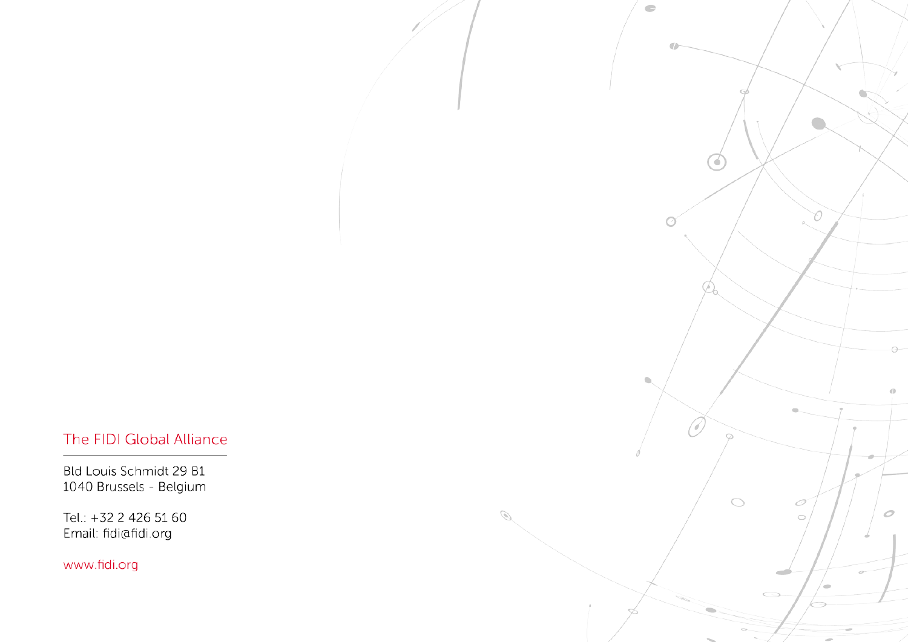The FIDI Global Alliance

Bld Louis Schmidt 29 B1
1040 Brussels - Belgium

Tel.: +32 2 426 51 60
Email: fidi@fidi.org

www.fidi.org